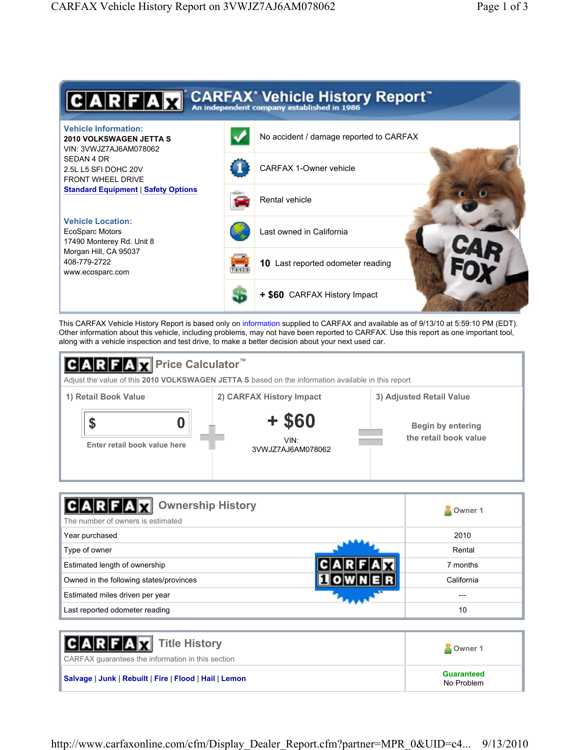# CARFAX® Vehicle History Report™

An independent company established in 1986

**Vehicle Information:**
**2010 VOLKSWAGEN JETTA S**
VIN: 3VWJZ7AJ6AM078062
SEDAN 4 DR
2.5L L5 SFI DOHC 20V
FRONT WHEEL DRIVE
Standard Equipment | Safety Options

**Vehicle Location:**
EcoSparc Motors
17490 Monterey Rd. Unit 8
Morgan Hill, CA 95037
408-779-2722
www.ecosparc.com

- No accident / damage reported to CARFAX
- CARFAX 1-Owner vehicle
- Rental vehicle
- Last owned in California
- **10** Last reported odometer reading
- **+ $60** CARFAX History Impact

This CARFAX Vehicle History Report is based only on information supplied to CARFAX and available as of 9/13/10 at 5:59:10 PM (EDT). Other information about this vehicle, including problems, may not have been reported to CARFAX. Use this report as one important tool, along with a vehicle inspection and test drive, to make a better decision about your next used car.

## CARFAX Price Calculator™

Adjust the value of this **2010 VOLKSWAGEN JETTA S** based on the information available in this report

| 1) Retail Book Value | | 2) CARFAX History Impact | | 3) Adjusted Retail Value |
|---|---|---|---|---|
| $ 0<br>Enter retail book value here | + | **+ $60**<br>VIN: 3VWJZ7AJ6AM078062 | = | Begin by entering the retail book value |

## CARFAX Ownership History

The number of owners is estimated

| | Owner 1 |
|---|---|
| Year purchased | 2010 |
| Type of owner | Rental |
| Estimated length of ownership | 7 months |
| Owned in the following states/provinces | California |
| Estimated miles driven per year | --- |
| Last reported odometer reading | 10 |

CARFAX 1 OWNER

## CARFAX Title History

CARFAX guarantees the information in this section

| | Owner 1 |
|---|---|
| Salvage \| Junk \| Rebuilt \| Fire \| Flood \| Hail \| Lemon | **Guaranteed**<br>No Problem |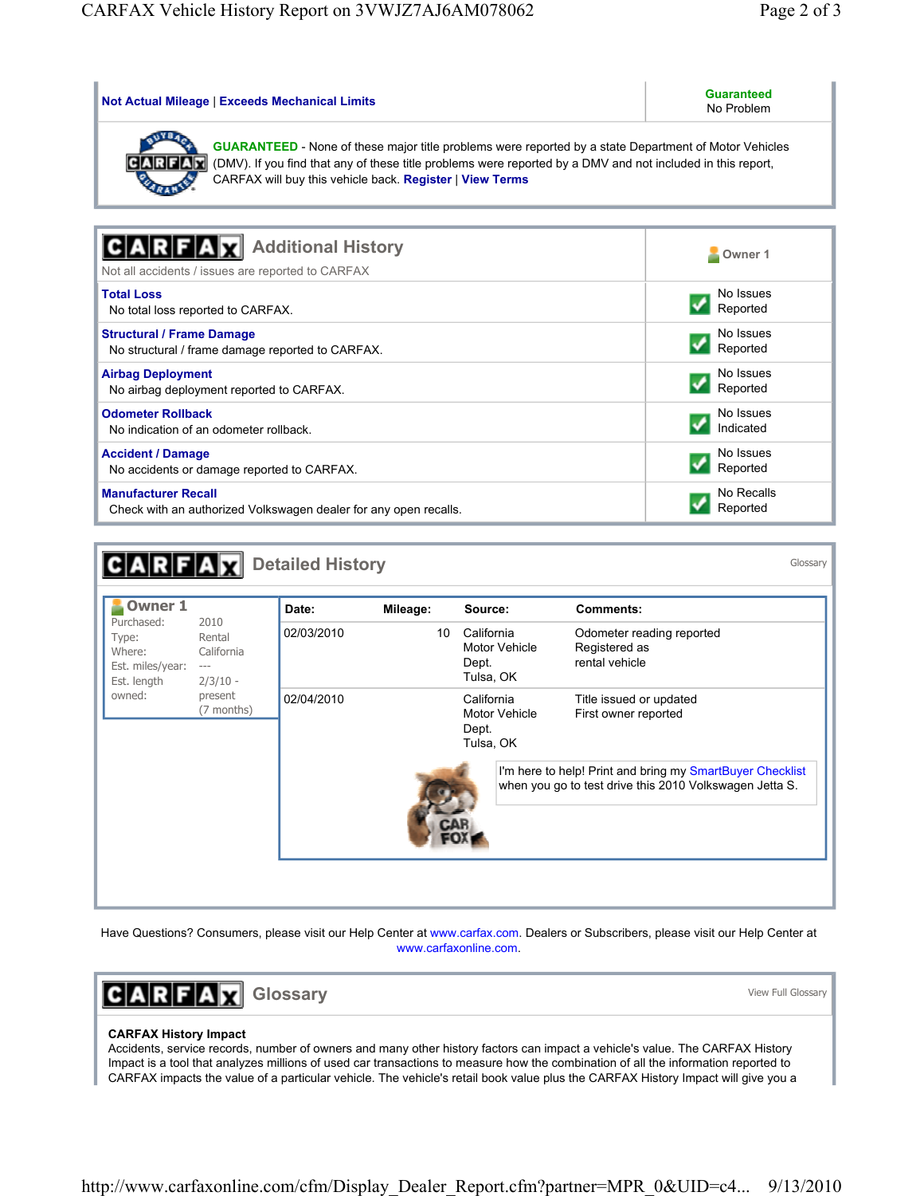| Not Actual Mileage \| Exceeds Mechanical Limits | Guaranteed No Problem |
|---|---|

**GUARANTEED** - None of these major title problems were reported by a state Department of Motor Vehicles (DMV). If you find that any of these title problems were reported by a DMV and not included in this report, CARFAX will buy this vehicle back. **Register** | **View Terms**

## Additional History

Not all accidents / issues are reported to CARFAX

| | Owner 1 |
|---|---|
| **Total Loss**<br>No total loss reported to CARFAX. | No Issues Reported |
| **Structural / Frame Damage**<br>No structural / frame damage reported to CARFAX. | No Issues Reported |
| **Airbag Deployment**<br>No airbag deployment reported to CARFAX. | No Issues Reported |
| **Odometer Rollback**<br>No indication of an odometer rollback. | No Issues Indicated |
| **Accident / Damage**<br>No accidents or damage reported to CARFAX. | No Issues Reported |
| **Manufacturer Recall**<br>Check with an authorized Volkswagen dealer for any open recalls. | No Recalls Reported |

## Detailed History

Glossary

**Owner 1**

- Purchased: 2010
- Type: Rental
- Where: California
- Est. miles/year: ---
- Est. length owned: 2/3/10 - present (7 months)

| Date: | Mileage: | Source: | Comments: |
|---|---|---|---|
| 02/03/2010 | 10 | California Motor Vehicle Dept. Tulsa, OK | Odometer reading reported<br>Registered as rental vehicle |
| 02/04/2010 | | California Motor Vehicle Dept. Tulsa, OK | Title issued or updated<br>First owner reported |

I'm here to help! Print and bring my SmartBuyer Checklist when you go to test drive this 2010 Volkswagen Jetta S.

Have Questions? Consumers, please visit our Help Center at www.carfax.com. Dealers or Subscribers, please visit our Help Center at www.carfaxonline.com.

## Glossary

View Full Glossary

**CARFAX History Impact**

Accidents, service records, number of owners and many other history factors can impact a vehicle's value. The CARFAX History Impact is a tool that analyzes millions of used car transactions to measure how the combination of all the information reported to CARFAX impacts the value of a particular vehicle. The vehicle's retail book value plus the CARFAX History Impact will give you a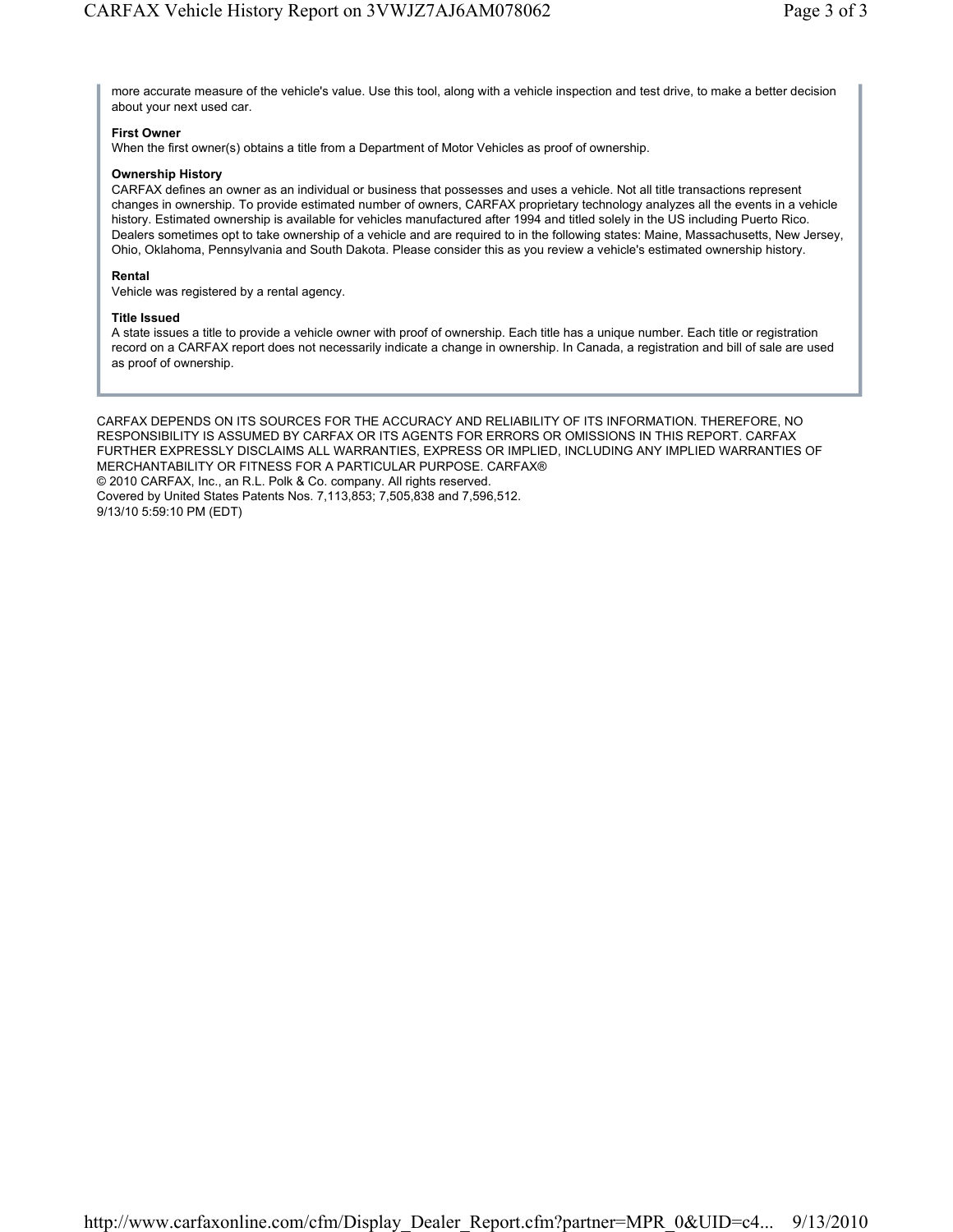more accurate measure of the vehicle's value. Use this tool, along with a vehicle inspection and test drive, to make a better decision about your next used car.

**First Owner**
When the first owner(s) obtains a title from a Department of Motor Vehicles as proof of ownership.

**Ownership History**
CARFAX defines an owner as an individual or business that possesses and uses a vehicle. Not all title transactions represent changes in ownership. To provide estimated number of owners, CARFAX proprietary technology analyzes all the events in a vehicle history. Estimated ownership is available for vehicles manufactured after 1994 and titled solely in the US including Puerto Rico. Dealers sometimes opt to take ownership of a vehicle and are required to in the following states: Maine, Massachusetts, New Jersey, Ohio, Oklahoma, Pennsylvania and South Dakota. Please consider this as you review a vehicle's estimated ownership history.

**Rental**
Vehicle was registered by a rental agency.

**Title Issued**
A state issues a title to provide a vehicle owner with proof of ownership. Each title has a unique number. Each title or registration record on a CARFAX report does not necessarily indicate a change in ownership. In Canada, a registration and bill of sale are used as proof of ownership.

CARFAX DEPENDS ON ITS SOURCES FOR THE ACCURACY AND RELIABILITY OF ITS INFORMATION. THEREFORE, NO RESPONSIBILITY IS ASSUMED BY CARFAX OR ITS AGENTS FOR ERRORS OR OMISSIONS IN THIS REPORT. CARFAX FURTHER EXPRESSLY DISCLAIMS ALL WARRANTIES, EXPRESS OR IMPLIED, INCLUDING ANY IMPLIED WARRANTIES OF MERCHANTABILITY OR FITNESS FOR A PARTICULAR PURPOSE. CARFAX®
© 2010 CARFAX, Inc., an R.L. Polk & Co. company. All rights reserved.
Covered by United States Patents Nos. 7,113,853; 7,505,838 and 7,596,512.
9/13/10 5:59:10 PM (EDT)